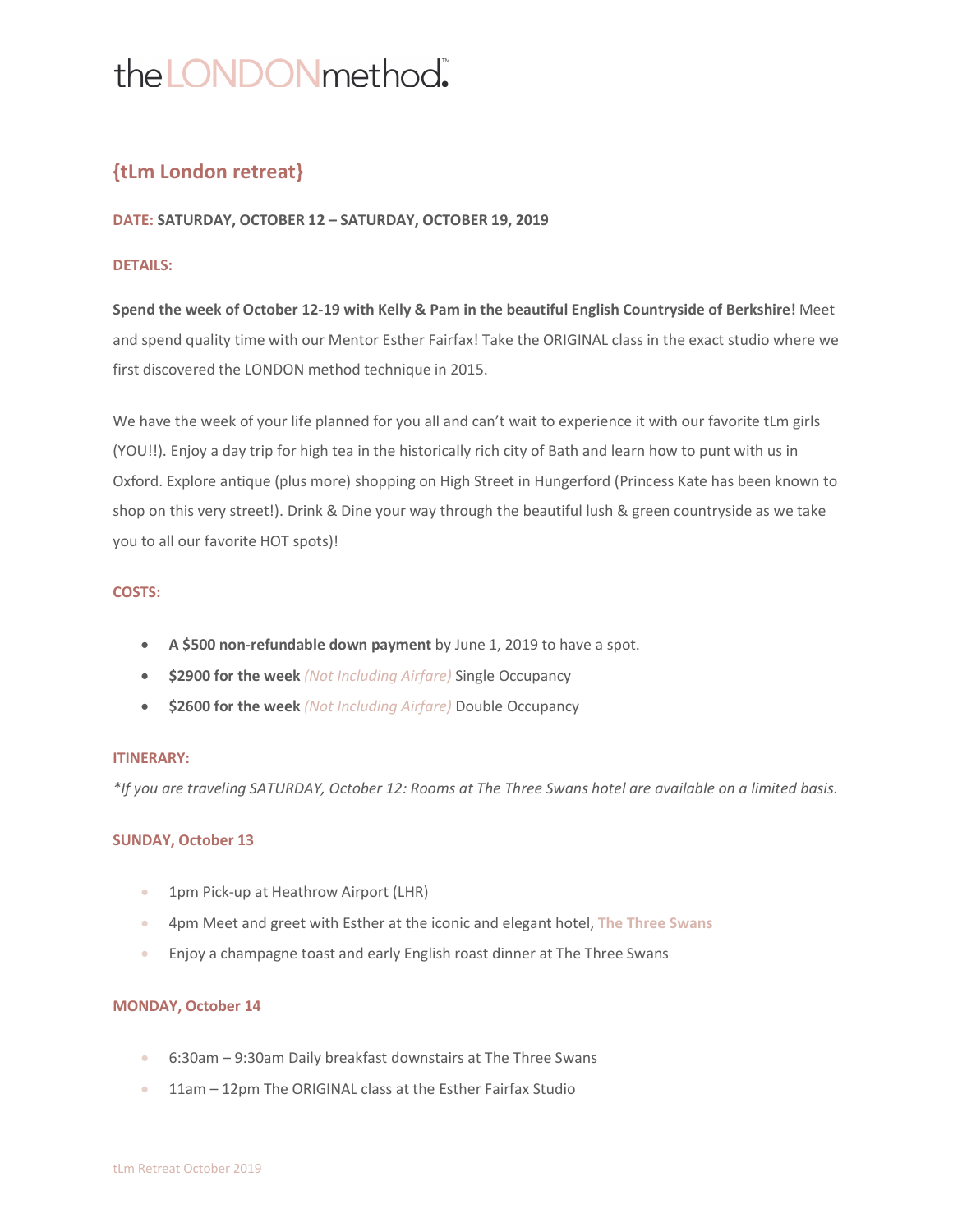# theLONDONmethod.™

## {tLm London retreat}

**DATE: SATURDAY, OCTOBER 12 – SATURDAY, OCTOBER 19, 2019**

**DETAILS:**

**Spend the week of October 12-19 with Kelly & Pam in the beautiful English Countryside of Berkshire!** Meet and spend quality time with our Mentor Esther Fairfax! Take the ORIGINAL class in the exact studio where we first discovered the LONDON method technique in 2015.

We have the week of your life planned for you all and can't wait to experience it with our favorite tLm girls (YOU!!). Enjoy a day trip for high tea in the historically rich city of Bath and learn how to punt with us in Oxford. Explore antique (plus more) shopping on High Street in Hungerford (Princess Kate has been known to shop on this very street!). Drink & Dine your way through the beautiful lush & green countryside as we take you to all our favorite HOT spots)!

**COSTS:**

- **A $500 non-refundable down payment** by June 1, 2019 to have a spot.
- **$2900 for the week** *(Not Including Airfare)* Single Occupancy
- **$2600 for the week** *(Not Including Airfare)* Double Occupancy

**ITINERARY:**

*\*If you are traveling SATURDAY, October 12: Rooms at The Three Swans hotel are available on a limited basis.*

**SUNDAY, October 13**

- 1pm Pick-up at Heathrow Airport (LHR)
- 4pm Meet and greet with Esther at the iconic and elegant hotel, **The Three Swans**
- Enjoy a champagne toast and early English roast dinner at The Three Swans

**MONDAY, October 14**

- 6:30am – 9:30am Daily breakfast downstairs at The Three Swans
- 11am – 12pm The ORIGINAL class at the Esther Fairfax Studio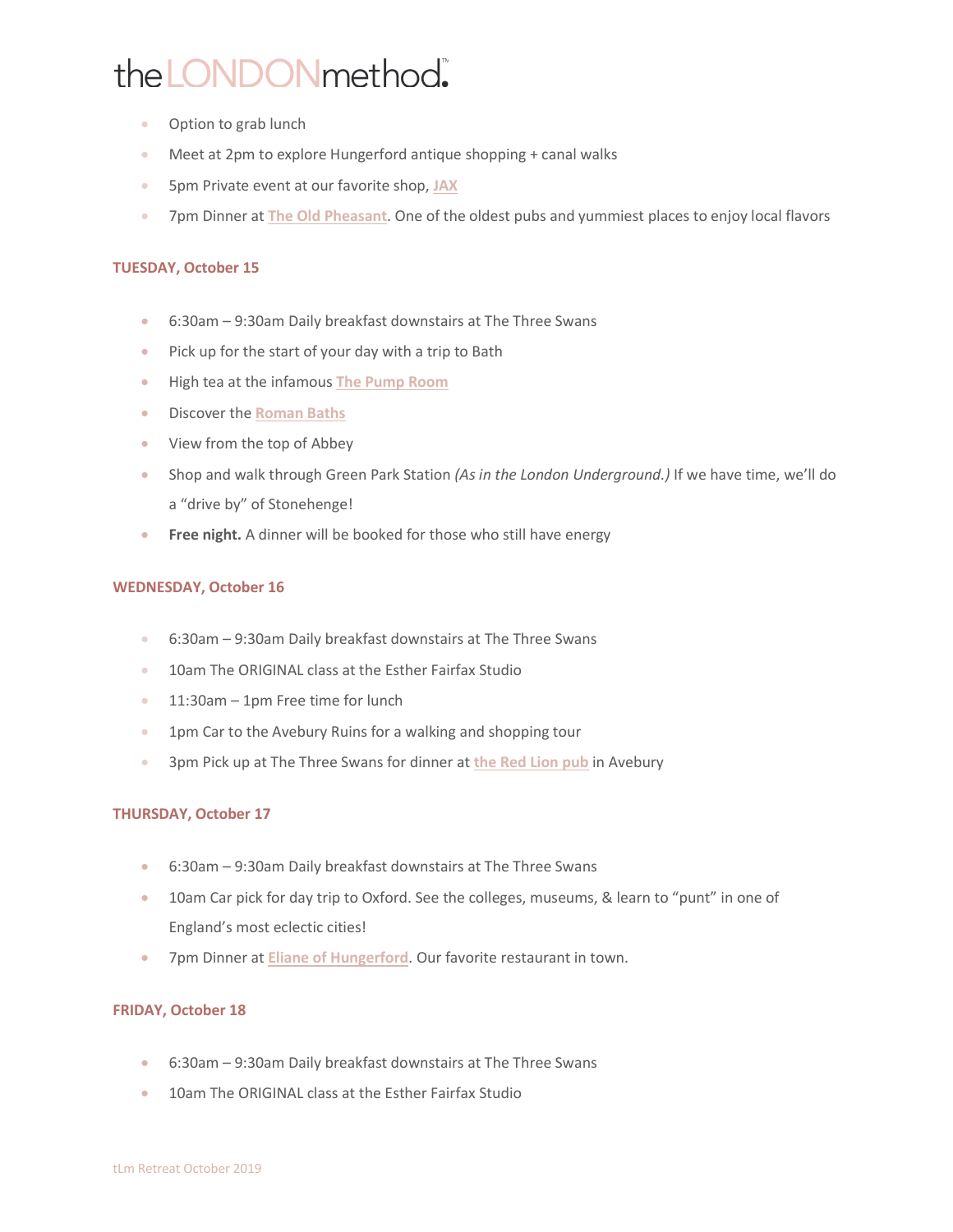- Option to grab lunch
- Meet at 2pm to explore Hungerford antique shopping + canal walks
- 5pm Private event at our favorite shop, **JAX**
- 7pm Dinner at **The Old Pheasant**. One of the oldest pubs and yummiest places to enjoy local flavors

**TUESDAY, October 15**

- 6:30am – 9:30am Daily breakfast downstairs at The Three Swans
- Pick up for the start of your day with a trip to Bath
- High tea at the infamous **The Pump Room**
- Discover the **Roman Baths**
- View from the top of Abbey
- Shop and walk through Green Park Station *(As in the London Underground.)* If we have time, we'll do a "drive by" of Stonehenge!
- **Free night.** A dinner will be booked for those who still have energy

**WEDNESDAY, October 16**

- 6:30am – 9:30am Daily breakfast downstairs at The Three Swans
- 10am The ORIGINAL class at the Esther Fairfax Studio
- 11:30am – 1pm Free time for lunch
- 1pm Car to the Avebury Ruins for a walking and shopping tour
- 3pm Pick up at The Three Swans for dinner at **the Red Lion pub** in Avebury

**THURSDAY, October 17**

- 6:30am – 9:30am Daily breakfast downstairs at The Three Swans
- 10am Car pick for day trip to Oxford. See the colleges, museums, & learn to "punt" in one of England's most eclectic cities!
- 7pm Dinner at **Eliane of Hungerford**. Our favorite restaurant in town.

**FRIDAY, October 18**

- 6:30am – 9:30am Daily breakfast downstairs at The Three Swans
- 10am The ORIGINAL class at the Esther Fairfax Studio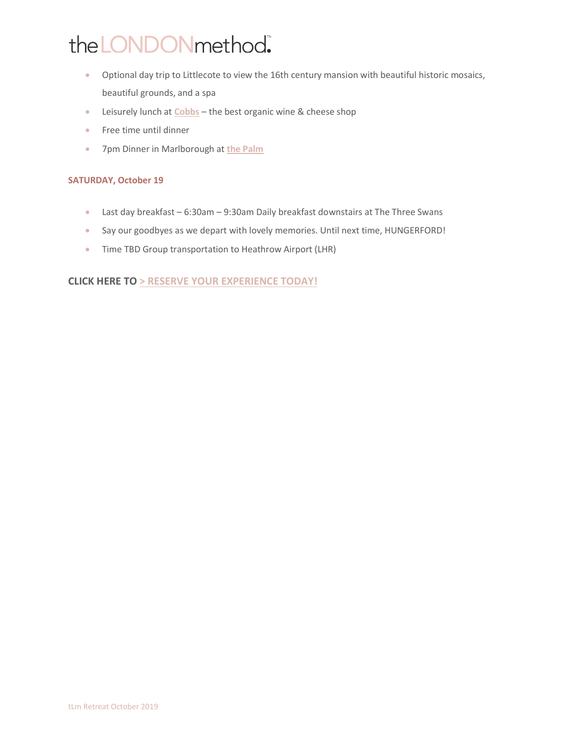- Optional day trip to Littlecote to view the 16th century mansion with beautiful historic mosaics, beautiful grounds, and a spa
- Leisurely lunch at **Cobbs** – the best organic wine & cheese shop
- Free time until dinner
- 7pm Dinner in Marlborough at **the Palm**

**SATURDAY, October 19**

- Last day breakfast – 6:30am – 9:30am Daily breakfast downstairs at The Three Swans
- Say our goodbyes as we depart with lovely memories. Until next time, HUNGERFORD!
- Time TBD Group transportation to Heathrow Airport (LHR)

**CLICK HERE TO > RESERVE YOUR EXPERIENCE TODAY!**